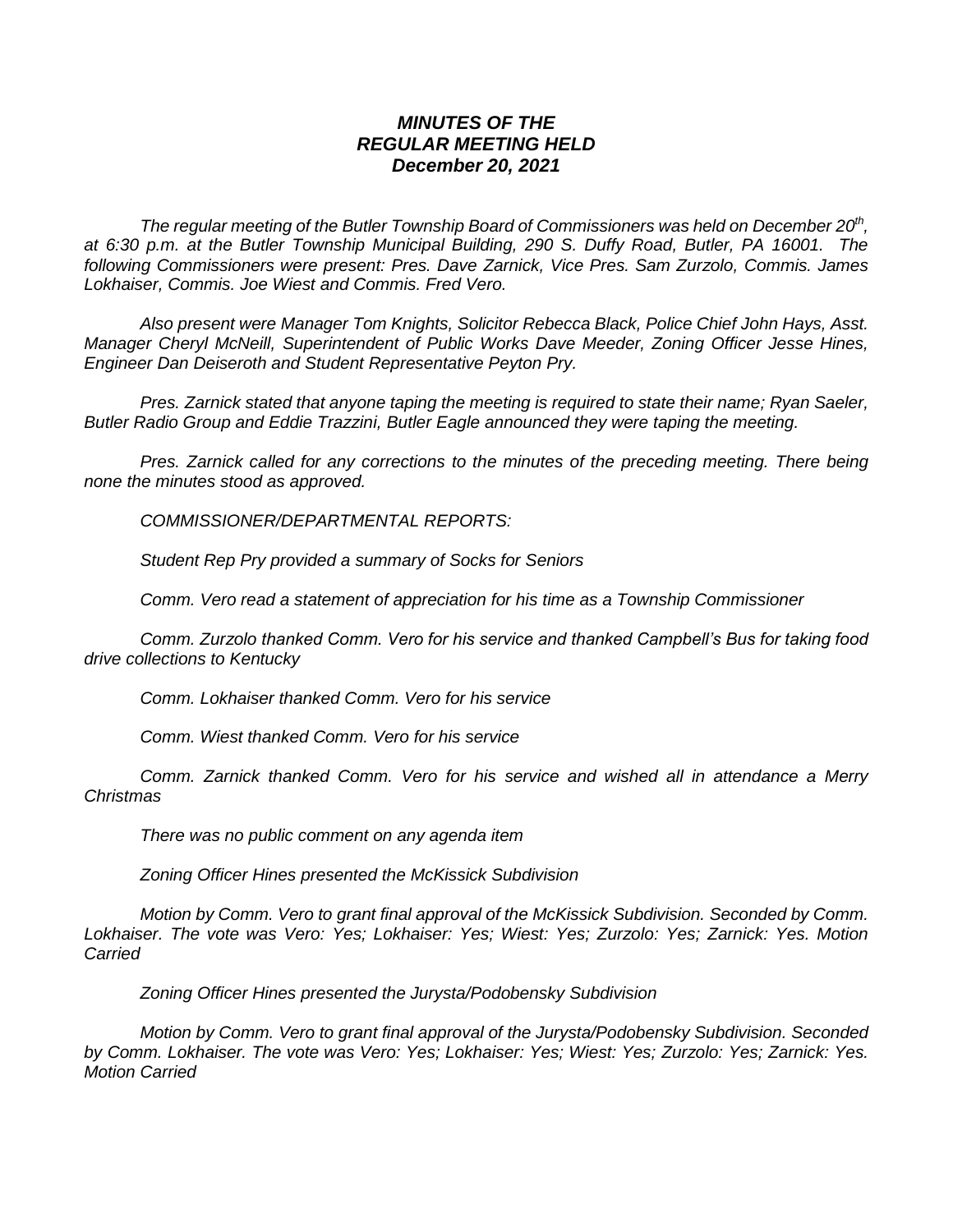***MINUTES OF THE***
***REGULAR MEETING HELD***
***December 20, 2021***

*The regular meeting of the Butler Township Board of Commissioners was held on December 20th, at 6:30 p.m. at the Butler Township Municipal Building, 290 S. Duffy Road, Butler, PA 16001. The following Commissioners were present: Pres. Dave Zarnick, Vice Pres. Sam Zurzolo, Commis. James Lokhaiser, Commis. Joe Wiest and Commis. Fred Vero.*

*Also present were Manager Tom Knights, Solicitor Rebecca Black, Police Chief John Hays, Asst. Manager Cheryl McNeill, Superintendent of Public Works Dave Meeder, Zoning Officer Jesse Hines, Engineer Dan Deiseroth and Student Representative Peyton Pry.*

*Pres. Zarnick stated that anyone taping the meeting is required to state their name; Ryan Saeler, Butler Radio Group and Eddie Trazzini, Butler Eagle announced they were taping the meeting.*

*Pres. Zarnick called for any corrections to the minutes of the preceding meeting. There being none the minutes stood as approved.*

*COMMISSIONER/DEPARTMENTAL REPORTS:*

*Student Rep Pry provided a summary of Socks for Seniors*

*Comm. Vero read a statement of appreciation for his time as a Township Commissioner*

*Comm. Zurzolo thanked Comm. Vero for his service and thanked Campbell's Bus for taking food drive collections to Kentucky*

*Comm. Lokhaiser thanked Comm. Vero for his service*

*Comm. Wiest thanked Comm. Vero for his service*

*Comm. Zarnick thanked Comm. Vero for his service and wished all in attendance a Merry Christmas*

*There was no public comment on any agenda item*

*Zoning Officer Hines presented the McKissick Subdivision*

*Motion by Comm. Vero to grant final approval of the McKissick Subdivision. Seconded by Comm. Lokhaiser. The vote was Vero: Yes; Lokhaiser: Yes; Wiest: Yes; Zurzolo: Yes; Zarnick: Yes. Motion Carried*

*Zoning Officer Hines presented the Jurysta/Podobensky Subdivision*

*Motion by Comm. Vero to grant final approval of the Jurysta/Podobensky Subdivision. Seconded by Comm. Lokhaiser. The vote was Vero: Yes; Lokhaiser: Yes; Wiest: Yes; Zurzolo: Yes; Zarnick: Yes. Motion Carried*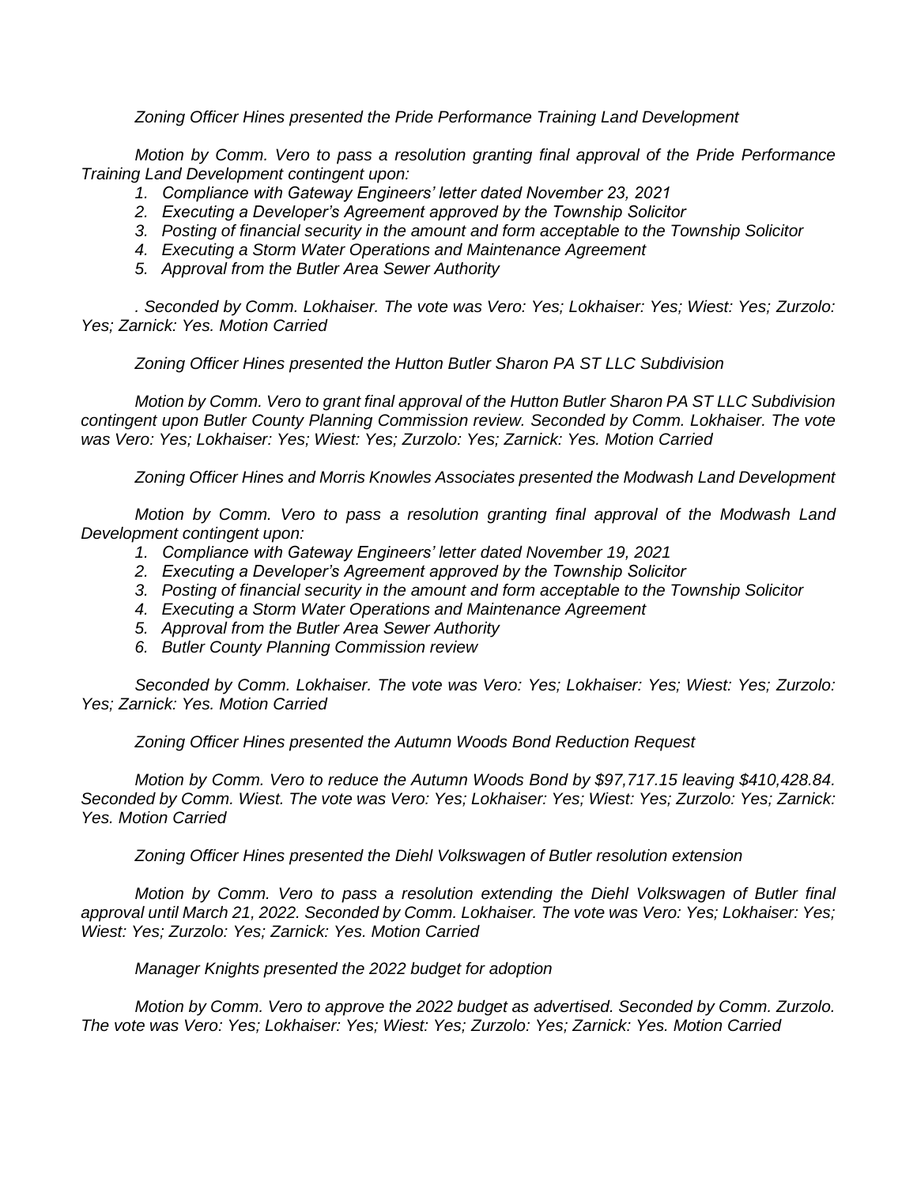*Zoning Officer Hines presented the Pride Performance Training Land Development*

*Motion by Comm. Vero to pass a resolution granting final approval of the Pride Performance Training Land Development contingent upon:*

1. *Compliance with Gateway Engineers' letter dated November 23, 2021*
2. *Executing a Developer's Agreement approved by the Township Solicitor*
3. *Posting of financial security in the amount and form acceptable to the Township Solicitor*
4. *Executing a Storm Water Operations and Maintenance Agreement*
5. *Approval from the Butler Area Sewer Authority*

*. Seconded by Comm. Lokhaiser. The vote was Vero: Yes; Lokhaiser: Yes; Wiest: Yes; Zurzolo: Yes; Zarnick: Yes. Motion Carried*

*Zoning Officer Hines presented the Hutton Butler Sharon PA ST LLC Subdivision*

*Motion by Comm. Vero to grant final approval of the Hutton Butler Sharon PA ST LLC Subdivision contingent upon Butler County Planning Commission review. Seconded by Comm. Lokhaiser. The vote was Vero: Yes; Lokhaiser: Yes; Wiest: Yes; Zurzolo: Yes; Zarnick: Yes. Motion Carried*

*Zoning Officer Hines and Morris Knowles Associates presented the Modwash Land Development*

*Motion by Comm. Vero to pass a resolution granting final approval of the Modwash Land Development contingent upon:*

1. *Compliance with Gateway Engineers' letter dated November 19, 2021*
2. *Executing a Developer's Agreement approved by the Township Solicitor*
3. *Posting of financial security in the amount and form acceptable to the Township Solicitor*
4. *Executing a Storm Water Operations and Maintenance Agreement*
5. *Approval from the Butler Area Sewer Authority*
6. *Butler County Planning Commission review*

*Seconded by Comm. Lokhaiser. The vote was Vero: Yes; Lokhaiser: Yes; Wiest: Yes; Zurzolo: Yes; Zarnick: Yes. Motion Carried*

*Zoning Officer Hines presented the Autumn Woods Bond Reduction Request*

*Motion by Comm. Vero to reduce the Autumn Woods Bond by $97,717.15 leaving $410,428.84. Seconded by Comm. Wiest. The vote was Vero: Yes; Lokhaiser: Yes; Wiest: Yes; Zurzolo: Yes; Zarnick: Yes. Motion Carried*

*Zoning Officer Hines presented the Diehl Volkswagen of Butler resolution extension*

*Motion by Comm. Vero to pass a resolution extending the Diehl Volkswagen of Butler final approval until March 21, 2022. Seconded by Comm. Lokhaiser. The vote was Vero: Yes; Lokhaiser: Yes; Wiest: Yes; Zurzolo: Yes; Zarnick: Yes. Motion Carried*

*Manager Knights presented the 2022 budget for adoption*

*Motion by Comm. Vero to approve the 2022 budget as advertised. Seconded by Comm. Zurzolo. The vote was Vero: Yes; Lokhaiser: Yes; Wiest: Yes; Zurzolo: Yes; Zarnick: Yes. Motion Carried*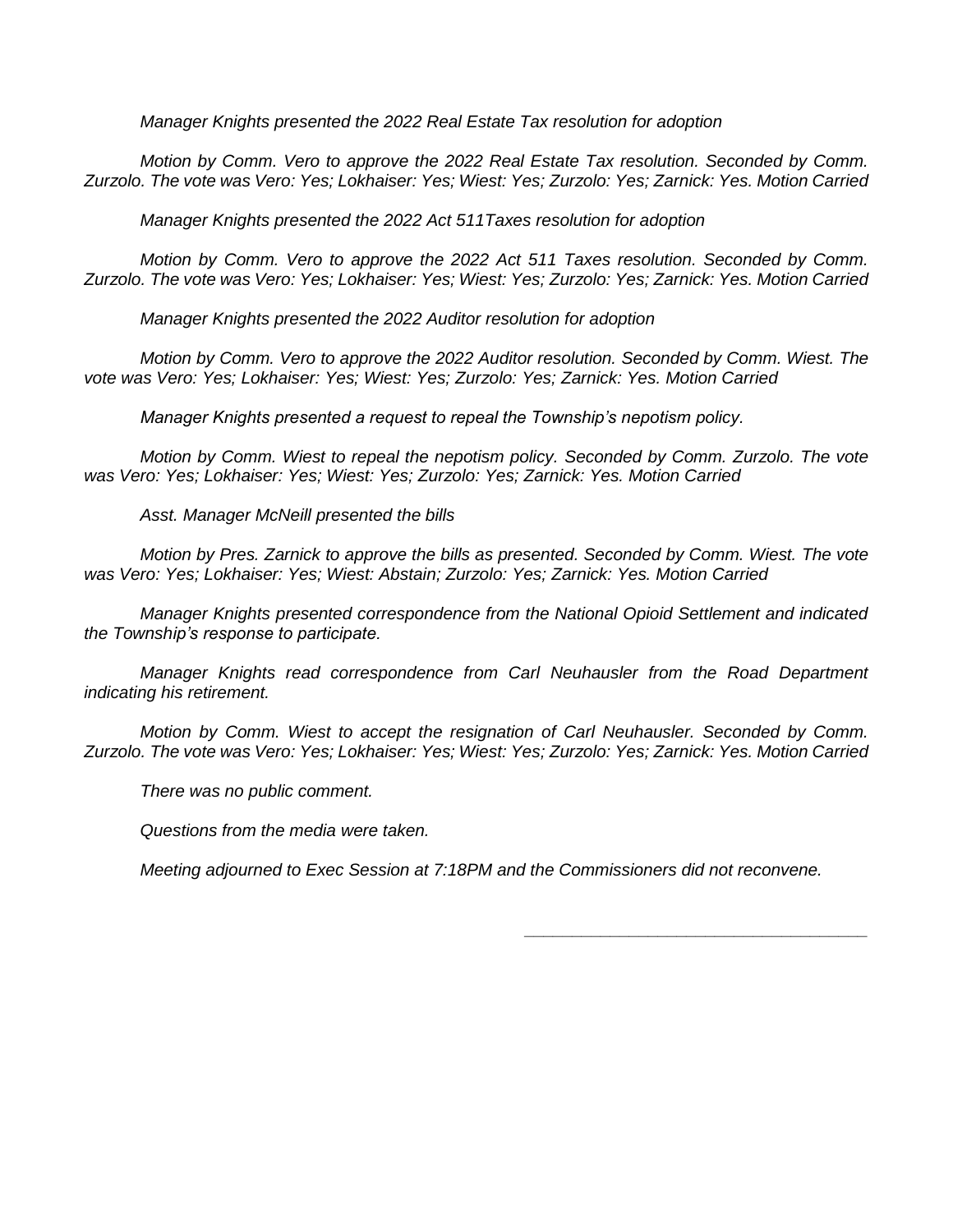*Manager Knights presented the 2022 Real Estate Tax resolution for adoption*

*Motion by Comm. Vero to approve the 2022 Real Estate Tax resolution. Seconded by Comm. Zurzolo. The vote was Vero: Yes; Lokhaiser: Yes; Wiest: Yes; Zurzolo: Yes; Zarnick: Yes. Motion Carried*

*Manager Knights presented the 2022 Act 511Taxes resolution for adoption*

*Motion by Comm. Vero to approve the 2022 Act 511 Taxes resolution. Seconded by Comm. Zurzolo. The vote was Vero: Yes; Lokhaiser: Yes; Wiest: Yes; Zurzolo: Yes; Zarnick: Yes. Motion Carried*

*Manager Knights presented the 2022 Auditor resolution for adoption*

*Motion by Comm. Vero to approve the 2022 Auditor resolution. Seconded by Comm. Wiest. The vote was Vero: Yes; Lokhaiser: Yes; Wiest: Yes; Zurzolo: Yes; Zarnick: Yes. Motion Carried*

*Manager Knights presented a request to repeal the Township's nepotism policy.*

*Motion by Comm. Wiest to repeal the nepotism policy. Seconded by Comm. Zurzolo. The vote was Vero: Yes; Lokhaiser: Yes; Wiest: Yes; Zurzolo: Yes; Zarnick: Yes. Motion Carried*

*Asst. Manager McNeill presented the bills*

*Motion by Pres. Zarnick to approve the bills as presented. Seconded by Comm. Wiest. The vote was Vero: Yes; Lokhaiser: Yes; Wiest: Abstain; Zurzolo: Yes; Zarnick: Yes. Motion Carried*

*Manager Knights presented correspondence from the National Opioid Settlement and indicated the Township's response to participate.*

*Manager Knights read correspondence from Carl Neuhausler from the Road Department indicating his retirement.*

*Motion by Comm. Wiest to accept the resignation of Carl Neuhausler. Seconded by Comm. Zurzolo. The vote was Vero: Yes; Lokhaiser: Yes; Wiest: Yes; Zurzolo: Yes; Zarnick: Yes. Motion Carried*

*There was no public comment.*

*Questions from the media were taken.*

*Meeting adjourned to Exec Session at 7:18PM and the Commissioners did not reconvene.*

\_\_\_\_\_\_\_\_\_\_\_\_\_\_\_\_\_\_\_\_\_\_\_\_\_\_\_\_\_\_\_\_\_\_\_\_